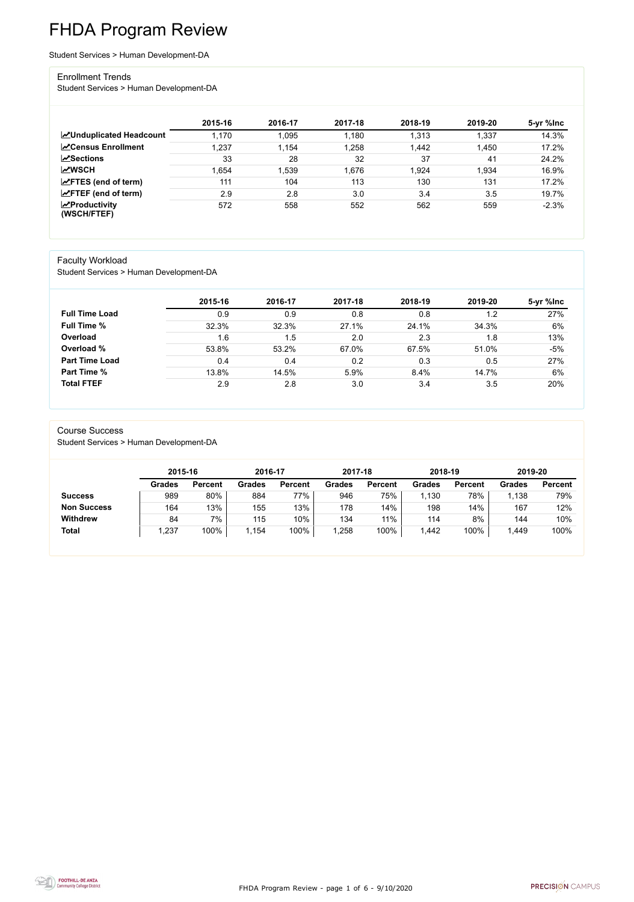# FHDA Program Review

Student Services > Human Development-DA

## Enrollment Trends

Student Services > Human Development-DA

| | 2015-16 | 2016-17 | 2017-18 | 2018-19 | 2019-20 | 5-yr %Inc |
|---|---|---|---|---|---|---|
| **Unduplicated Headcount** | 1,170 | 1,095 | 1,180 | 1,313 | 1,337 | 14.3% |
| **Census Enrollment** | 1,237 | 1,154 | 1,258 | 1,442 | 1,450 | 17.2% |
| **Sections** | 33 | 28 | 32 | 37 | 41 | 24.2% |
| **WSCH** | 1,654 | 1,539 | 1,676 | 1,924 | 1,934 | 16.9% |
| **FTES (end of term)** | 111 | 104 | 113 | 130 | 131 | 17.2% |
| **FTEF (end of term)** | 2.9 | 2.8 | 3.0 | 3.4 | 3.5 | 19.7% |
| **Productivity (WSCH/FTEF)** | 572 | 558 | 552 | 562 | 559 | -2.3% |

## Faculty Workload

Student Services > Human Development-DA

| | 2015-16 | 2016-17 | 2017-18 | 2018-19 | 2019-20 | 5-yr %Inc |
|---|---|---|---|---|---|---|
| **Full Time Load** | 0.9 | 0.9 | 0.8 | 0.8 | 1.2 | 27% |
| **Full Time %** | 32.3% | 32.3% | 27.1% | 24.1% | 34.3% | 6% |
| **Overload** | 1.6 | 1.5 | 2.0 | 2.3 | 1.8 | 13% |
| **Overload %** | 53.8% | 53.2% | 67.0% | 67.5% | 51.0% | -5% |
| **Part Time Load** | 0.4 | 0.4 | 0.2 | 0.3 | 0.5 | 27% |
| **Part Time %** | 13.8% | 14.5% | 5.9% | 8.4% | 14.7% | 6% |
| **Total FTEF** | 2.9 | 2.8 | 3.0 | 3.4 | 3.5 | 20% |

## Course Success

Student Services > Human Development-DA

| | 2015-16 | | 2016-17 | | 2017-18 | | 2018-19 | | 2019-20 | |
|---|---|---|---|---|---|---|---|---|---|---|
| | **Grades** | **Percent** | **Grades** | **Percent** | **Grades** | **Percent** | **Grades** | **Percent** | **Grades** | **Percent** |
| **Success** | 989 | 80% | 884 | 77% | 946 | 75% | 1,130 | 78% | 1,138 | 79% |
| **Non Success** | 164 | 13% | 155 | 13% | 178 | 14% | 198 | 14% | 167 | 12% |
| **Withdrew** | 84 | 7% | 115 | 10% | 134 | 11% | 114 | 8% | 144 | 10% |
| **Total** | 1,237 | 100% | 1,154 | 100% | 1,258 | 100% | 1,442 | 100% | 1,449 | 100% |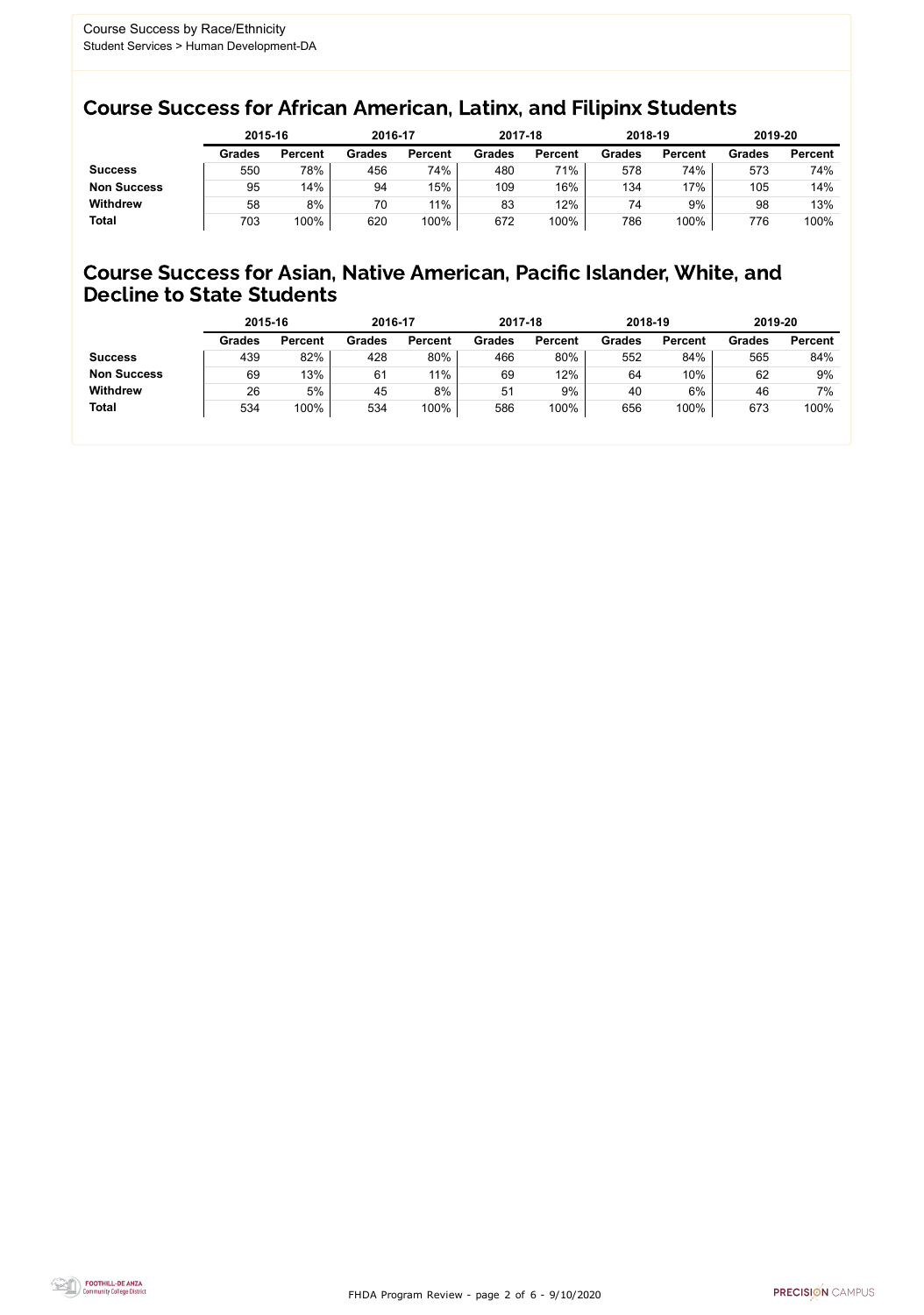Course Success by Race/Ethnicity
Student Services > Human Development-DA

## Course Success for African American, Latinx, and Filipinx Students

| | 2015-16 | | 2016-17 | | 2017-18 | | 2018-19 | | 2019-20 | |
|---|---|---|---|---|---|---|---|---|---|---|
| | Grades | Percent | Grades | Percent | Grades | Percent | Grades | Percent | Grades | Percent |
| **Success** | 550 | 78% | 456 | 74% | 480 | 71% | 578 | 74% | 573 | 74% |
| **Non Success** | 95 | 14% | 94 | 15% | 109 | 16% | 134 | 17% | 105 | 14% |
| **Withdrew** | 58 | 8% | 70 | 11% | 83 | 12% | 74 | 9% | 98 | 13% |
| **Total** | 703 | 100% | 620 | 100% | 672 | 100% | 786 | 100% | 776 | 100% |

## Course Success for Asian, Native American, Pacific Islander, White, and Decline to State Students

| | 2015-16 | | 2016-17 | | 2017-18 | | 2018-19 | | 2019-20 | |
|---|---|---|---|---|---|---|---|---|---|---|
| | Grades | Percent | Grades | Percent | Grades | Percent | Grades | Percent | Grades | Percent |
| **Success** | 439 | 82% | 428 | 80% | 466 | 80% | 552 | 84% | 565 | 84% |
| **Non Success** | 69 | 13% | 61 | 11% | 69 | 12% | 64 | 10% | 62 | 9% |
| **Withdrew** | 26 | 5% | 45 | 8% | 51 | 9% | 40 | 6% | 46 | 7% |
| **Total** | 534 | 100% | 534 | 100% | 586 | 100% | 656 | 100% | 673 | 100% |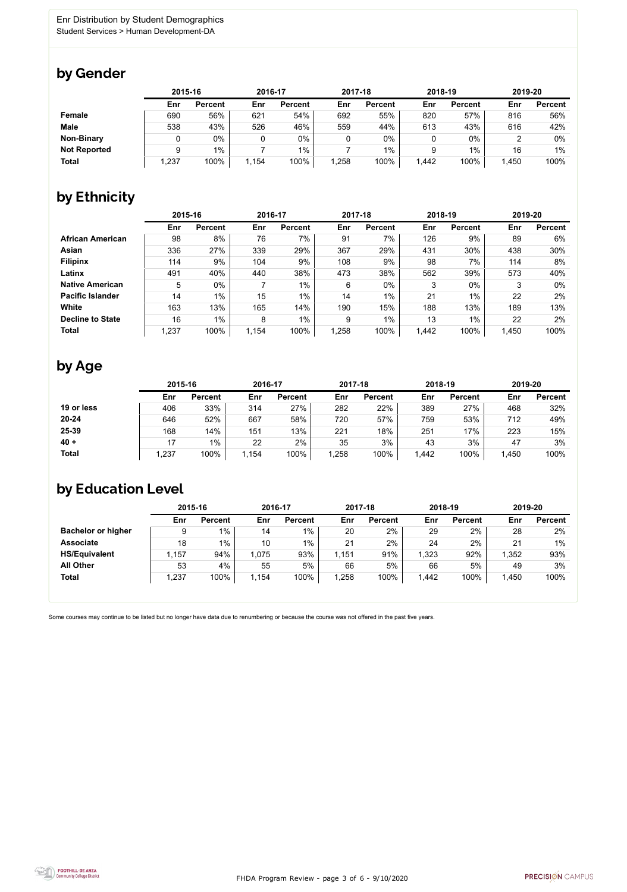Enr Distribution by Student Demographics
Student Services > Human Development-DA

## by Gender

| | 2015-16 | | 2016-17 | | 2017-18 | | 2018-19 | | 2019-20 | |
|---|---|---|---|---|---|---|---|---|---|---|
| | Enr | Percent | Enr | Percent | Enr | Percent | Enr | Percent | Enr | Percent |
| **Female** | 690 | 56% | 621 | 54% | 692 | 55% | 820 | 57% | 816 | 56% |
| **Male** | 538 | 43% | 526 | 46% | 559 | 44% | 613 | 43% | 616 | 42% |
| **Non-Binary** | 0 | 0% | 0 | 0% | 0 | 0% | 0 | 0% | 2 | 0% |
| **Not Reported** | 9 | 1% | 7 | 1% | 7 | 1% | 9 | 1% | 16 | 1% |
| **Total** | 1,237 | 100% | 1,154 | 100% | 1,258 | 100% | 1,442 | 100% | 1,450 | 100% |

## by Ethnicity

| | 2015-16 | | 2016-17 | | 2017-18 | | 2018-19 | | 2019-20 | |
|---|---|---|---|---|---|---|---|---|---|---|
| | Enr | Percent | Enr | Percent | Enr | Percent | Enr | Percent | Enr | Percent |
| **African American** | 98 | 8% | 76 | 7% | 91 | 7% | 126 | 9% | 89 | 6% |
| **Asian** | 336 | 27% | 339 | 29% | 367 | 29% | 431 | 30% | 438 | 30% |
| **Filipinx** | 114 | 9% | 104 | 9% | 108 | 9% | 98 | 7% | 114 | 8% |
| **Latinx** | 491 | 40% | 440 | 38% | 473 | 38% | 562 | 39% | 573 | 40% |
| **Native American** | 5 | 0% | 7 | 1% | 6 | 0% | 3 | 0% | 3 | 0% |
| **Pacific Islander** | 14 | 1% | 15 | 1% | 14 | 1% | 21 | 1% | 22 | 2% |
| **White** | 163 | 13% | 165 | 14% | 190 | 15% | 188 | 13% | 189 | 13% |
| **Decline to State** | 16 | 1% | 8 | 1% | 9 | 1% | 13 | 1% | 22 | 2% |
| **Total** | 1,237 | 100% | 1,154 | 100% | 1,258 | 100% | 1,442 | 100% | 1,450 | 100% |

## by Age

| | 2015-16 | | 2016-17 | | 2017-18 | | 2018-19 | | 2019-20 | |
|---|---|---|---|---|---|---|---|---|---|---|
| | Enr | Percent | Enr | Percent | Enr | Percent | Enr | Percent | Enr | Percent |
| **19 or less** | 406 | 33% | 314 | 27% | 282 | 22% | 389 | 27% | 468 | 32% |
| **20-24** | 646 | 52% | 667 | 58% | 720 | 57% | 759 | 53% | 712 | 49% |
| **25-39** | 168 | 14% | 151 | 13% | 221 | 18% | 251 | 17% | 223 | 15% |
| **40 +** | 17 | 1% | 22 | 2% | 35 | 3% | 43 | 3% | 47 | 3% |
| **Total** | 1,237 | 100% | 1,154 | 100% | 1,258 | 100% | 1,442 | 100% | 1,450 | 100% |

## by Education Level

| | 2015-16 | | 2016-17 | | 2017-18 | | 2018-19 | | 2019-20 | |
|---|---|---|---|---|---|---|---|---|---|---|
| | Enr | Percent | Enr | Percent | Enr | Percent | Enr | Percent | Enr | Percent |
| **Bachelor or higher** | 9 | 1% | 14 | 1% | 20 | 2% | 29 | 2% | 28 | 2% |
| **Associate** | 18 | 1% | 10 | 1% | 21 | 2% | 24 | 2% | 21 | 1% |
| **HS/Equivalent** | 1,157 | 94% | 1,075 | 93% | 1,151 | 91% | 1,323 | 92% | 1,352 | 93% |
| **All Other** | 53 | 4% | 55 | 5% | 66 | 5% | 66 | 5% | 49 | 3% |
| **Total** | 1,237 | 100% | 1,154 | 100% | 1,258 | 100% | 1,442 | 100% | 1,450 | 100% |

Some courses may continue to be listed but no longer have data due to renumbering or because the course was not offered in the past five years.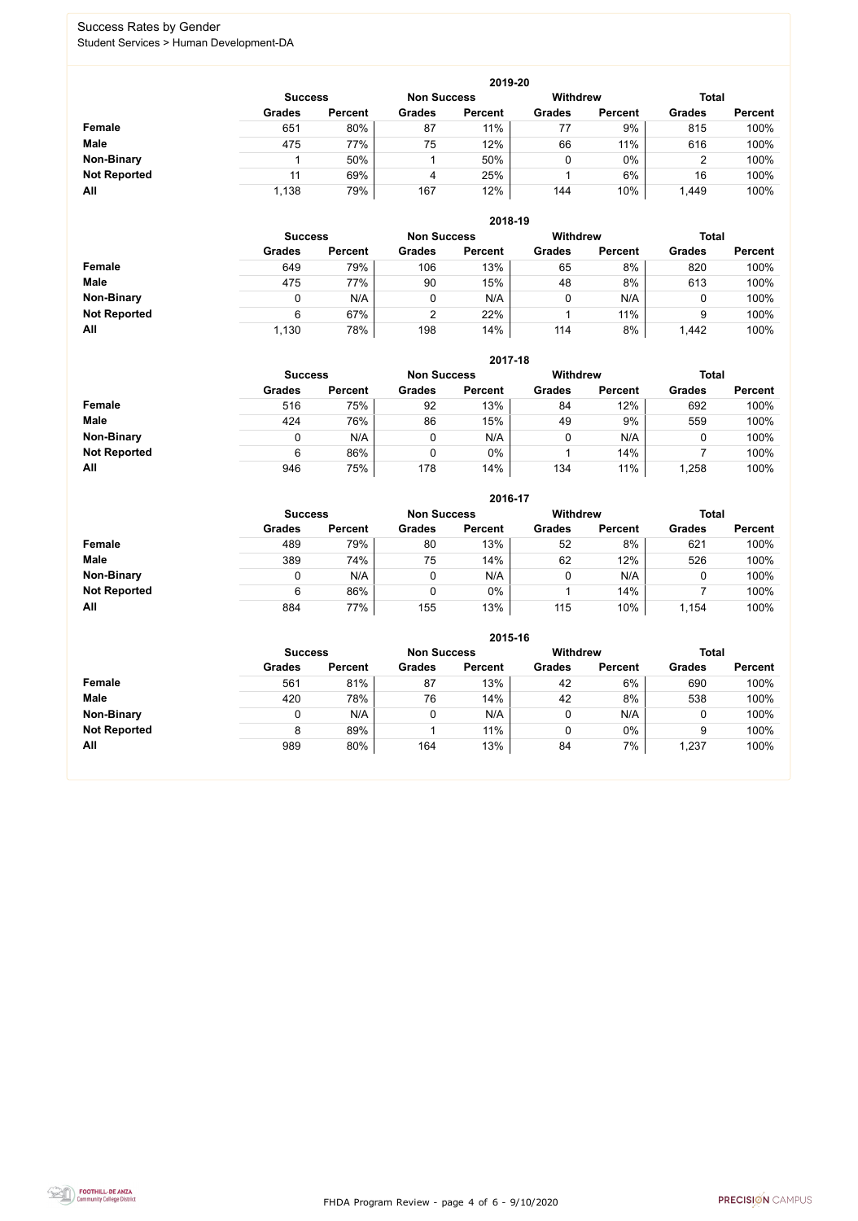# Success Rates by Gender

Student Services > Human Development-DA

| 2019-20 | Success | | Non Success | | Withdrew | | Total | |
|---|---|---|---|---|---|---|---|---|
| | Grades | Percent | Grades | Percent | Grades | Percent | Grades | Percent |
| **Female** | 651 | 80% | 87 | 11% | 77 | 9% | 815 | 100% |
| **Male** | 475 | 77% | 75 | 12% | 66 | 11% | 616 | 100% |
| **Non-Binary** | 1 | 50% | 1 | 50% | 0 | 0% | 2 | 100% |
| **Not Reported** | 11 | 69% | 4 | 25% | 1 | 6% | 16 | 100% |
| **All** | 1,138 | 79% | 167 | 12% | 144 | 10% | 1,449 | 100% |

| 2018-19 | Success | | Non Success | | Withdrew | | Total | |
|---|---|---|---|---|---|---|---|---|
| | Grades | Percent | Grades | Percent | Grades | Percent | Grades | Percent |
| **Female** | 649 | 79% | 106 | 13% | 65 | 8% | 820 | 100% |
| **Male** | 475 | 77% | 90 | 15% | 48 | 8% | 613 | 100% |
| **Non-Binary** | 0 | N/A | 0 | N/A | 0 | N/A | 0 | 100% |
| **Not Reported** | 6 | 67% | 2 | 22% | 1 | 11% | 9 | 100% |
| **All** | 1,130 | 78% | 198 | 14% | 114 | 8% | 1,442 | 100% |

| 2017-18 | Success | | Non Success | | Withdrew | | Total | |
|---|---|---|---|---|---|---|---|---|
| | Grades | Percent | Grades | Percent | Grades | Percent | Grades | Percent |
| **Female** | 516 | 75% | 92 | 13% | 84 | 12% | 692 | 100% |
| **Male** | 424 | 76% | 86 | 15% | 49 | 9% | 559 | 100% |
| **Non-Binary** | 0 | N/A | 0 | N/A | 0 | N/A | 0 | 100% |
| **Not Reported** | 6 | 86% | 0 | 0% | 1 | 14% | 7 | 100% |
| **All** | 946 | 75% | 178 | 14% | 134 | 11% | 1,258 | 100% |

| 2016-17 | Success | | Non Success | | Withdrew | | Total | |
|---|---|---|---|---|---|---|---|---|
| | Grades | Percent | Grades | Percent | Grades | Percent | Grades | Percent |
| **Female** | 489 | 79% | 80 | 13% | 52 | 8% | 621 | 100% |
| **Male** | 389 | 74% | 75 | 14% | 62 | 12% | 526 | 100% |
| **Non-Binary** | 0 | N/A | 0 | N/A | 0 | N/A | 0 | 100% |
| **Not Reported** | 6 | 86% | 0 | 0% | 1 | 14% | 7 | 100% |
| **All** | 884 | 77% | 155 | 13% | 115 | 10% | 1,154 | 100% |

| 2015-16 | Success | | Non Success | | Withdrew | | Total | |
|---|---|---|---|---|---|---|---|---|
| | Grades | Percent | Grades | Percent | Grades | Percent | Grades | Percent |
| **Female** | 561 | 81% | 87 | 13% | 42 | 6% | 690 | 100% |
| **Male** | 420 | 78% | 76 | 14% | 42 | 8% | 538 | 100% |
| **Non-Binary** | 0 | N/A | 0 | N/A | 0 | N/A | 0 | 100% |
| **Not Reported** | 8 | 89% | 1 | 11% | 0 | 0% | 9 | 100% |
| **All** | 989 | 80% | 164 | 13% | 84 | 7% | 1,237 | 100% |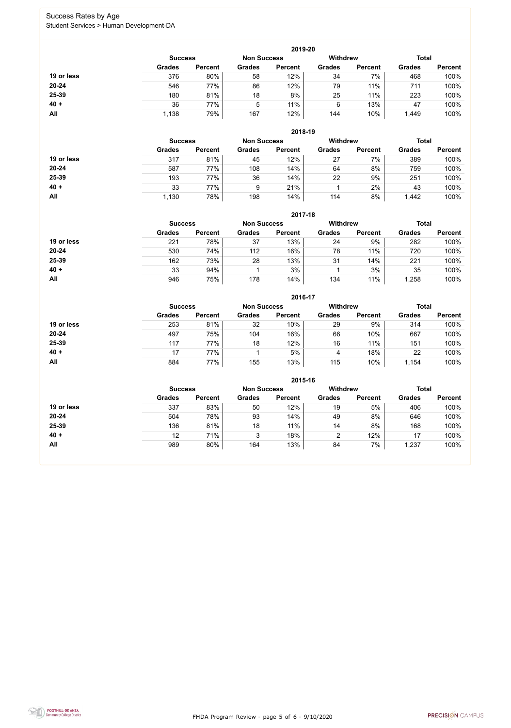# Success Rates by Age

Student Services > Human Development-DA

| 2019-20 | Success | | Non Success | | Withdrew | | Total | |
|---|---|---|---|---|---|---|---|---|
| | Grades | Percent | Grades | Percent | Grades | Percent | Grades | Percent |
| 19 or less | 376 | 80% | 58 | 12% | 34 | 7% | 468 | 100% |
| 20-24 | 546 | 77% | 86 | 12% | 79 | 11% | 711 | 100% |
| 25-39 | 180 | 81% | 18 | 8% | 25 | 11% | 223 | 100% |
| 40 + | 36 | 77% | 5 | 11% | 6 | 13% | 47 | 100% |
| All | 1,138 | 79% | 167 | 12% | 144 | 10% | 1,449 | 100% |

| 2018-19 | Success | | Non Success | | Withdrew | | Total | |
|---|---|---|---|---|---|---|---|---|
| | Grades | Percent | Grades | Percent | Grades | Percent | Grades | Percent |
| 19 or less | 317 | 81% | 45 | 12% | 27 | 7% | 389 | 100% |
| 20-24 | 587 | 77% | 108 | 14% | 64 | 8% | 759 | 100% |
| 25-39 | 193 | 77% | 36 | 14% | 22 | 9% | 251 | 100% |
| 40 + | 33 | 77% | 9 | 21% | 1 | 2% | 43 | 100% |
| All | 1,130 | 78% | 198 | 14% | 114 | 8% | 1,442 | 100% |

| 2017-18 | Success | | Non Success | | Withdrew | | Total | |
|---|---|---|---|---|---|---|---|---|
| | Grades | Percent | Grades | Percent | Grades | Percent | Grades | Percent |
| 19 or less | 221 | 78% | 37 | 13% | 24 | 9% | 282 | 100% |
| 20-24 | 530 | 74% | 112 | 16% | 78 | 11% | 720 | 100% |
| 25-39 | 162 | 73% | 28 | 13% | 31 | 14% | 221 | 100% |
| 40 + | 33 | 94% | 1 | 3% | 1 | 3% | 35 | 100% |
| All | 946 | 75% | 178 | 14% | 134 | 11% | 1,258 | 100% |

| 2016-17 | Success | | Non Success | | Withdrew | | Total | |
|---|---|---|---|---|---|---|---|---|
| | Grades | Percent | Grades | Percent | Grades | Percent | Grades | Percent |
| 19 or less | 253 | 81% | 32 | 10% | 29 | 9% | 314 | 100% |
| 20-24 | 497 | 75% | 104 | 16% | 66 | 10% | 667 | 100% |
| 25-39 | 117 | 77% | 18 | 12% | 16 | 11% | 151 | 100% |
| 40 + | 17 | 77% | 1 | 5% | 4 | 18% | 22 | 100% |
| All | 884 | 77% | 155 | 13% | 115 | 10% | 1,154 | 100% |

| 2015-16 | Success | | Non Success | | Withdrew | | Total | |
|---|---|---|---|---|---|---|---|---|
| | Grades | Percent | Grades | Percent | Grades | Percent | Grades | Percent |
| 19 or less | 337 | 83% | 50 | 12% | 19 | 5% | 406 | 100% |
| 20-24 | 504 | 78% | 93 | 14% | 49 | 8% | 646 | 100% |
| 25-39 | 136 | 81% | 18 | 11% | 14 | 8% | 168 | 100% |
| 40 + | 12 | 71% | 3 | 18% | 2 | 12% | 17 | 100% |
| All | 989 | 80% | 164 | 13% | 84 | 7% | 1,237 | 100% |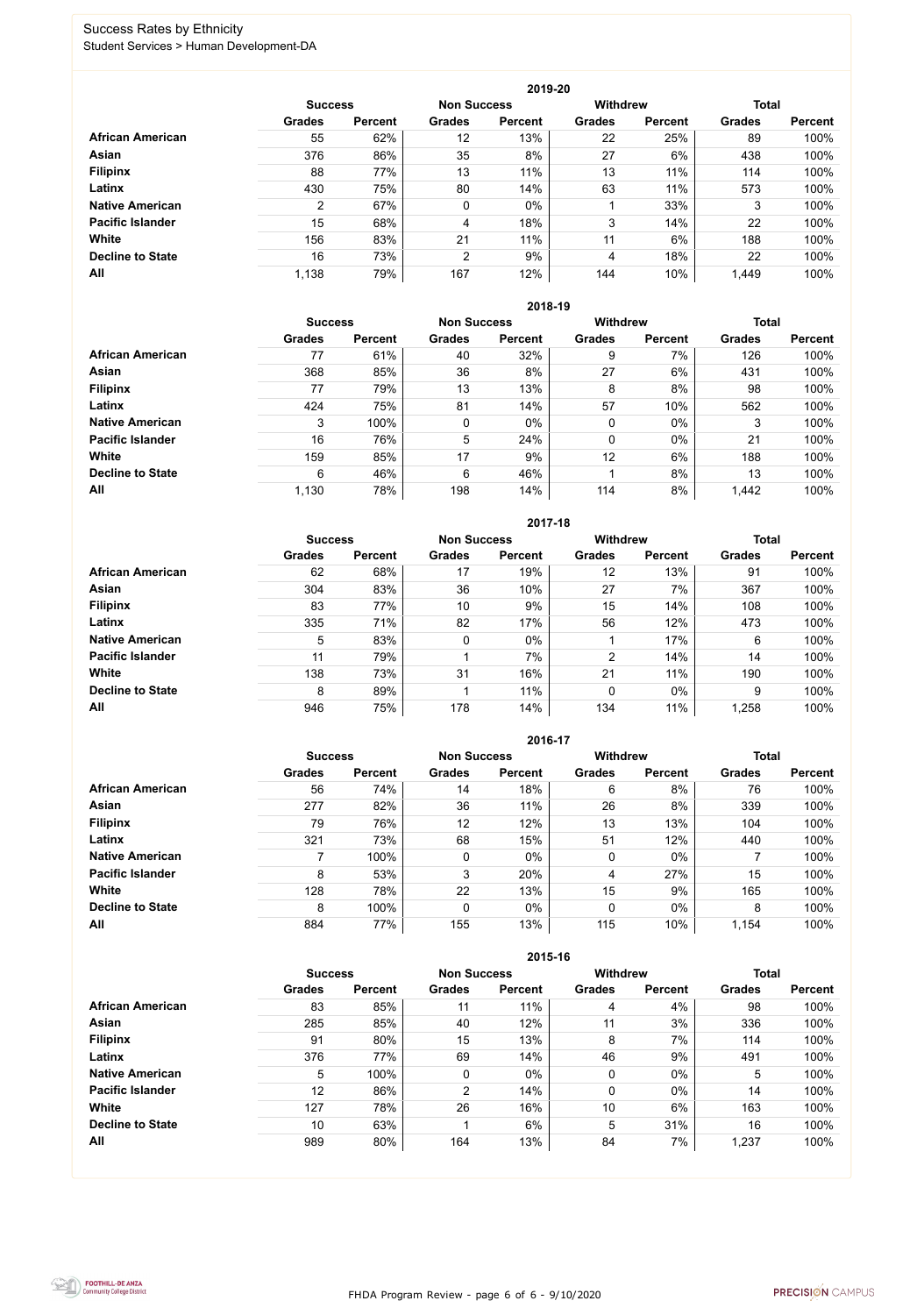Success Rates by Ethnicity

Student Services > Human Development-DA

| 2019-20 | Success | | Non Success | | Withdrew | | Total | |
|---|---|---|---|---|---|---|---|---|
| | Grades | Percent | Grades | Percent | Grades | Percent | Grades | Percent |
| African American | 55 | 62% | 12 | 13% | 22 | 25% | 89 | 100% |
| Asian | 376 | 86% | 35 | 8% | 27 | 6% | 438 | 100% |
| Filipinx | 88 | 77% | 13 | 11% | 13 | 11% | 114 | 100% |
| Latinx | 430 | 75% | 80 | 14% | 63 | 11% | 573 | 100% |
| Native American | 2 | 67% | 0 | 0% | 1 | 33% | 3 | 100% |
| Pacific Islander | 15 | 68% | 4 | 18% | 3 | 14% | 22 | 100% |
| White | 156 | 83% | 21 | 11% | 11 | 6% | 188 | 100% |
| Decline to State | 16 | 73% | 2 | 9% | 4 | 18% | 22 | 100% |
| All | 1,138 | 79% | 167 | 12% | 144 | 10% | 1,449 | 100% |

| 2018-19 | Success | | Non Success | | Withdrew | | Total | |
|---|---|---|---|---|---|---|---|---|
| | Grades | Percent | Grades | Percent | Grades | Percent | Grades | Percent |
| African American | 77 | 61% | 40 | 32% | 9 | 7% | 126 | 100% |
| Asian | 368 | 85% | 36 | 8% | 27 | 6% | 431 | 100% |
| Filipinx | 77 | 79% | 13 | 13% | 8 | 8% | 98 | 100% |
| Latinx | 424 | 75% | 81 | 14% | 57 | 10% | 562 | 100% |
| Native American | 3 | 100% | 0 | 0% | 0 | 0% | 3 | 100% |
| Pacific Islander | 16 | 76% | 5 | 24% | 0 | 0% | 21 | 100% |
| White | 159 | 85% | 17 | 9% | 12 | 6% | 188 | 100% |
| Decline to State | 6 | 46% | 6 | 46% | 1 | 8% | 13 | 100% |
| All | 1,130 | 78% | 198 | 14% | 114 | 8% | 1,442 | 100% |

| 2017-18 | Success | | Non Success | | Withdrew | | Total | |
|---|---|---|---|---|---|---|---|---|
| | Grades | Percent | Grades | Percent | Grades | Percent | Grades | Percent |
| African American | 62 | 68% | 17 | 19% | 12 | 13% | 91 | 100% |
| Asian | 304 | 83% | 36 | 10% | 27 | 7% | 367 | 100% |
| Filipinx | 83 | 77% | 10 | 9% | 15 | 14% | 108 | 100% |
| Latinx | 335 | 71% | 82 | 17% | 56 | 12% | 473 | 100% |
| Native American | 5 | 83% | 0 | 0% | 1 | 17% | 6 | 100% |
| Pacific Islander | 11 | 79% | 1 | 7% | 2 | 14% | 14 | 100% |
| White | 138 | 73% | 31 | 16% | 21 | 11% | 190 | 100% |
| Decline to State | 8 | 89% | 1 | 11% | 0 | 0% | 9 | 100% |
| All | 946 | 75% | 178 | 14% | 134 | 11% | 1,258 | 100% |

| 2016-17 | Success | | Non Success | | Withdrew | | Total | |
|---|---|---|---|---|---|---|---|---|
| | Grades | Percent | Grades | Percent | Grades | Percent | Grades | Percent |
| African American | 56 | 74% | 14 | 18% | 6 | 8% | 76 | 100% |
| Asian | 277 | 82% | 36 | 11% | 26 | 8% | 339 | 100% |
| Filipinx | 79 | 76% | 12 | 12% | 13 | 13% | 104 | 100% |
| Latinx | 321 | 73% | 68 | 15% | 51 | 12% | 440 | 100% |
| Native American | 7 | 100% | 0 | 0% | 0 | 0% | 7 | 100% |
| Pacific Islander | 8 | 53% | 3 | 20% | 4 | 27% | 15 | 100% |
| White | 128 | 78% | 22 | 13% | 15 | 9% | 165 | 100% |
| Decline to State | 8 | 100% | 0 | 0% | 0 | 0% | 8 | 100% |
| All | 884 | 77% | 155 | 13% | 115 | 10% | 1,154 | 100% |

| 2015-16 | Success | | Non Success | | Withdrew | | Total | |
|---|---|---|---|---|---|---|---|---|
| | Grades | Percent | Grades | Percent | Grades | Percent | Grades | Percent |
| African American | 83 | 85% | 11 | 11% | 4 | 4% | 98 | 100% |
| Asian | 285 | 85% | 40 | 12% | 11 | 3% | 336 | 100% |
| Filipinx | 91 | 80% | 15 | 13% | 8 | 7% | 114 | 100% |
| Latinx | 376 | 77% | 69 | 14% | 46 | 9% | 491 | 100% |
| Native American | 5 | 100% | 0 | 0% | 0 | 0% | 5 | 100% |
| Pacific Islander | 12 | 86% | 2 | 14% | 0 | 0% | 14 | 100% |
| White | 127 | 78% | 26 | 16% | 10 | 6% | 163 | 100% |
| Decline to State | 10 | 63% | 1 | 6% | 5 | 31% | 16 | 100% |
| All | 989 | 80% | 164 | 13% | 84 | 7% | 1,237 | 100% |